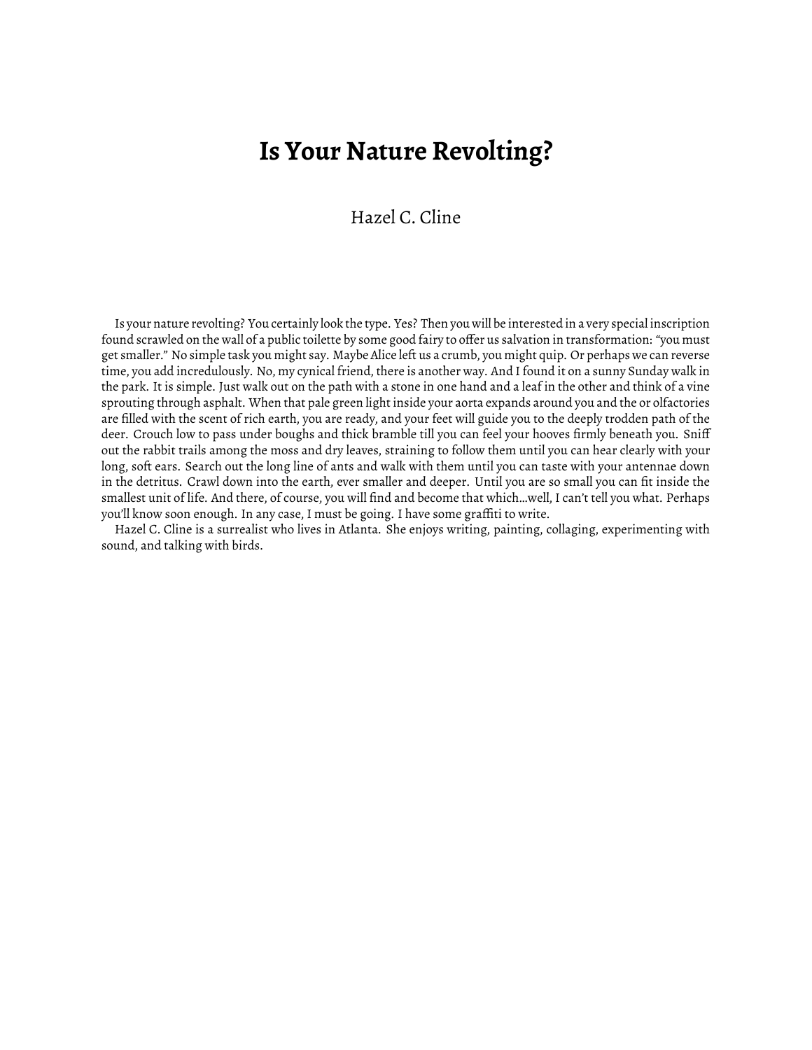# Is Your Nature Revolting?

Hazel C. Cline

Is your nature revolting? You certainly look the type. Yes? Then you will be interested in a very special inscription found scrawled on the wall of a public toilette by some good fairy to offer us salvation in transformation: "you must get smaller." No simple task you might say. Maybe Alice left us a crumb, you might quip. Or perhaps we can reverse time, you add incredulously. No, my cynical friend, there is another way. And I found it on a sunny Sunday walk in the park. It is simple. Just walk out on the path with a stone in one hand and a leaf in the other and think of a vine sprouting through asphalt. When that pale green light inside your aorta expands around you and the or olfactories are filled with the scent of rich earth, you are ready, and your feet will guide you to the deeply trodden path of the deer. Crouch low to pass under boughs and thick bramble till you can feel your hooves firmly beneath you. Sniff out the rabbit trails among the moss and dry leaves, straining to follow them until you can hear clearly with your long, soft ears. Search out the long line of ants and walk with them until you can taste with your antennae down in the detritus. Crawl down into the earth, ever smaller and deeper. Until you are so small you can fit inside the smallest unit of life. And there, of course, you will find and become that which…well, I can't tell you what. Perhaps you'll know soon enough. In any case, I must be going. I have some graffiti to write.

Hazel C. Cline is a surrealist who lives in Atlanta. She enjoys writing, painting, collaging, experimenting with sound, and talking with birds.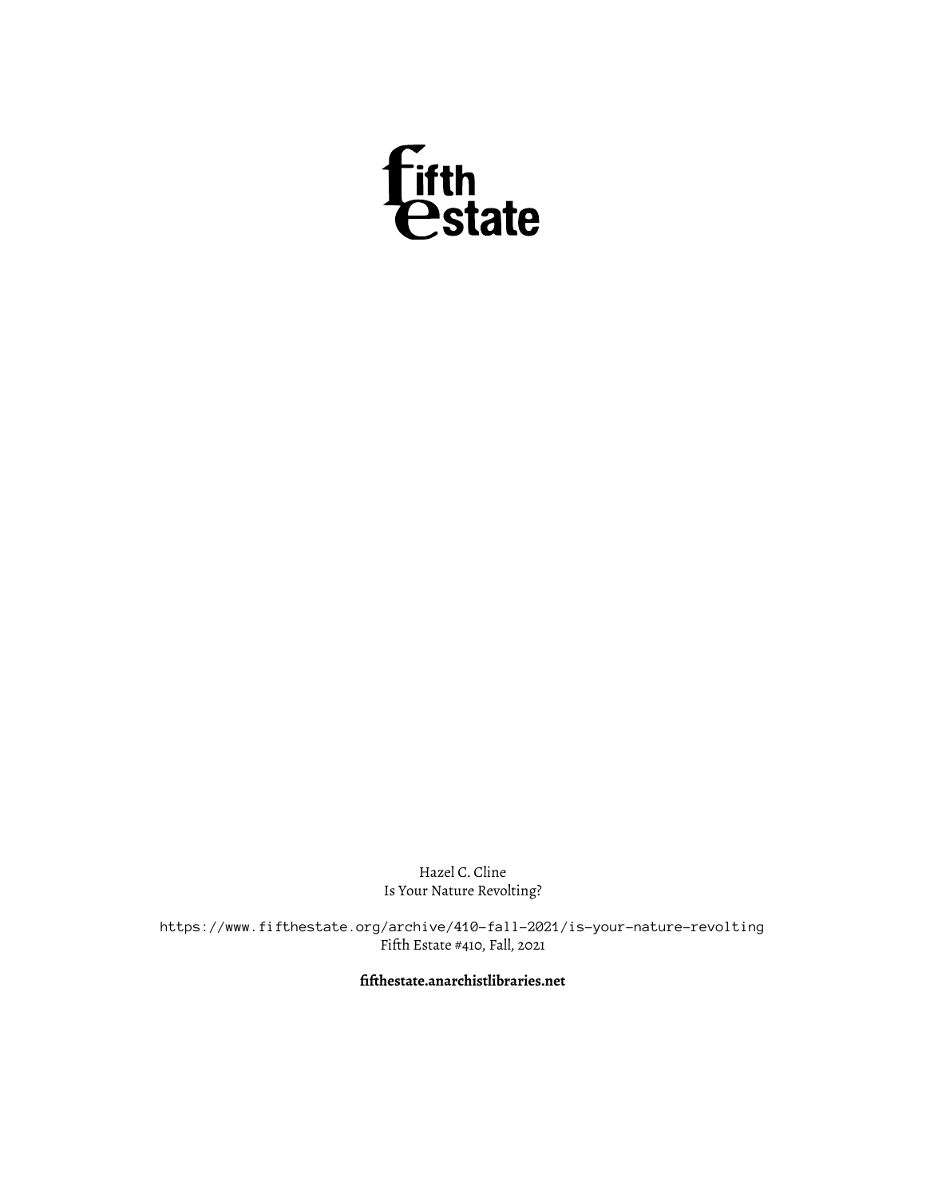Fifth Estate

Hazel C. Cline
Is Your Nature Revolting?

https://www.fifthestate.org/archive/410-fall-2021/is-your-nature-revolting
Fifth Estate #410, Fall, 2021

**fifthestate.anarchistlibraries.net**